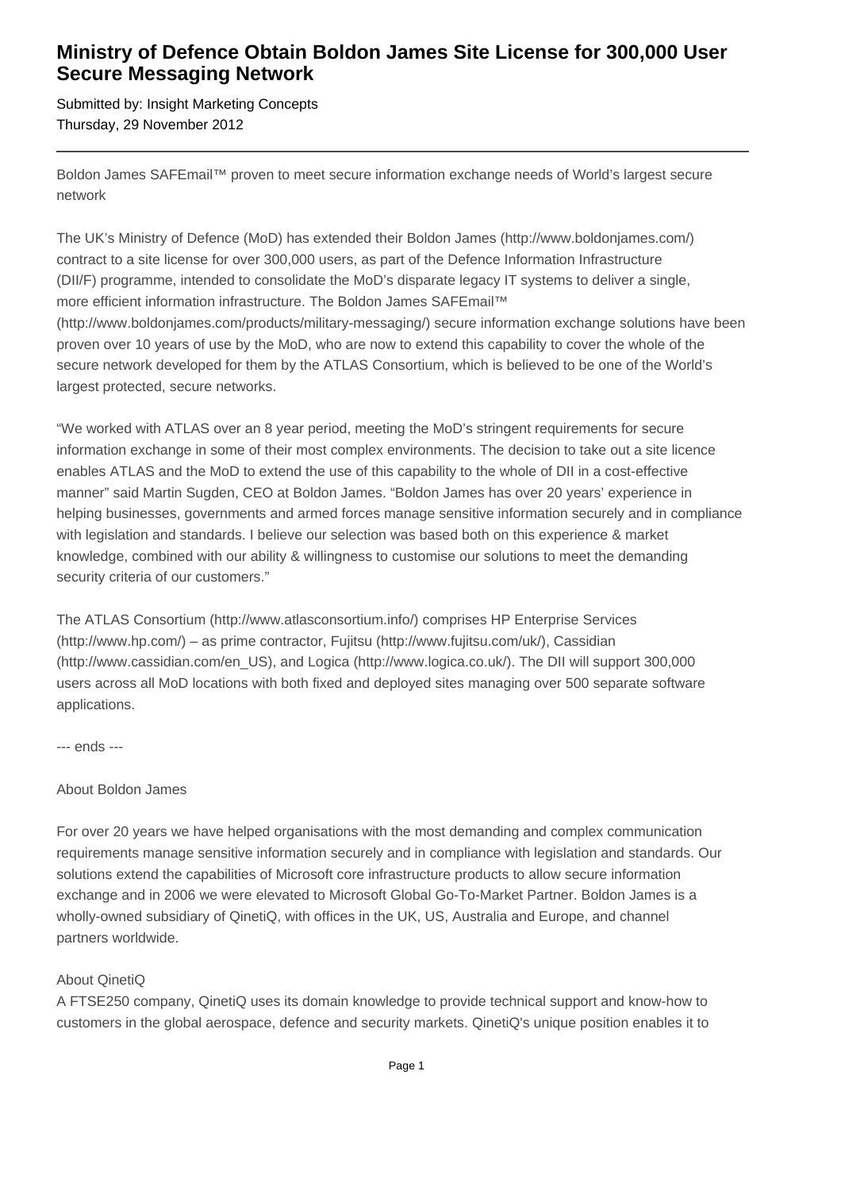# Ministry of Defence Obtain Boldon James Site License for 300,000 User Secure Messaging Network

Submitted by: Insight Marketing Concepts
Thursday, 29 November 2012

---

Boldon James SAFEmail™ proven to meet secure information exchange needs of World's largest secure network

The UK's Ministry of Defence (MoD) has extended their Boldon James (http://www.boldonjames.com/) contract to a site license for over 300,000 users, as part of the Defence Information Infrastructure (DII/F) programme, intended to consolidate the MoD's disparate legacy IT systems to deliver a single, more efficient information infrastructure. The Boldon James SAFEmail™ (http://www.boldonjames.com/products/military-messaging/) secure information exchange solutions have been proven over 10 years of use by the MoD, who are now to extend this capability to cover the whole of the secure network developed for them by the ATLAS Consortium, which is believed to be one of the World's largest protected, secure networks.

"We worked with ATLAS over an 8 year period, meeting the MoD's stringent requirements for secure information exchange in some of their most complex environments. The decision to take out a site licence enables ATLAS and the MoD to extend the use of this capability to the whole of DII in a cost-effective manner" said Martin Sugden, CEO at Boldon James. "Boldon James has over 20 years' experience in helping businesses, governments and armed forces manage sensitive information securely and in compliance with legislation and standards. I believe our selection was based both on this experience & market knowledge, combined with our ability & willingness to customise our solutions to meet the demanding security criteria of our customers."

The ATLAS Consortium (http://www.atlasconsortium.info/) comprises HP Enterprise Services (http://www.hp.com/) – as prime contractor, Fujitsu (http://www.fujitsu.com/uk/), Cassidian (http://www.cassidian.com/en_US), and Logica (http://www.logica.co.uk/). The DII will support 300,000 users across all MoD locations with both fixed and deployed sites managing over 500 separate software applications.

--- ends ---

About Boldon James

For over 20 years we have helped organisations with the most demanding and complex communication requirements manage sensitive information securely and in compliance with legislation and standards. Our solutions extend the capabilities of Microsoft core infrastructure products to allow secure information exchange and in 2006 we were elevated to Microsoft Global Go-To-Market Partner. Boldon James is a wholly-owned subsidiary of QinetiQ, with offices in the UK, US, Australia and Europe, and channel partners worldwide.

About QinetiQ
A FTSE250 company, QinetiQ uses its domain knowledge to provide technical support and know-how to customers in the global aerospace, defence and security markets. QinetiQ's unique position enables it to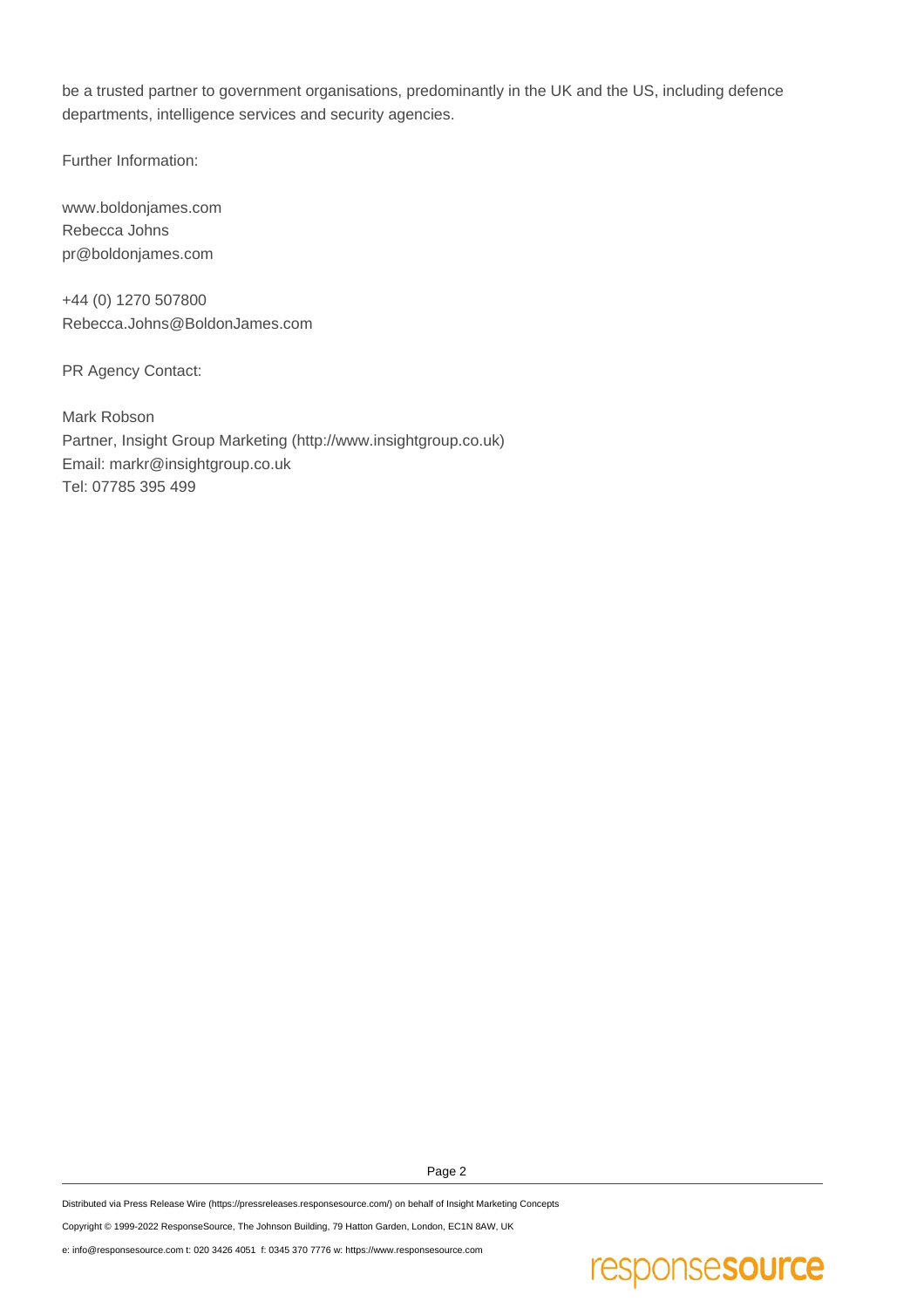be a trusted partner to government organisations, predominantly in the UK and the US, including defence departments, intelligence services and security agencies.

Further Information:

www.boldonjames.com
Rebecca Johns
pr@boldonjames.com

+44 (0) 1270 507800
Rebecca.Johns@BoldonJames.com

PR Agency Contact:

Mark Robson
Partner, Insight Group Marketing (http://www.insightgroup.co.uk)
Email: markr@insightgroup.co.uk
Tel: 07785 395 499